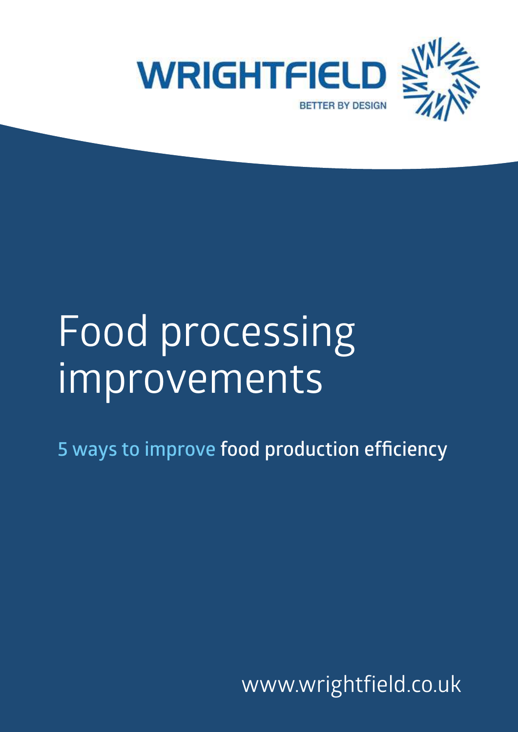WRIGHTFIELD

BETTER BY DESIGN

# Food processing improvements

## 5 ways to improve food production efficiency

www.wrightfield.co.uk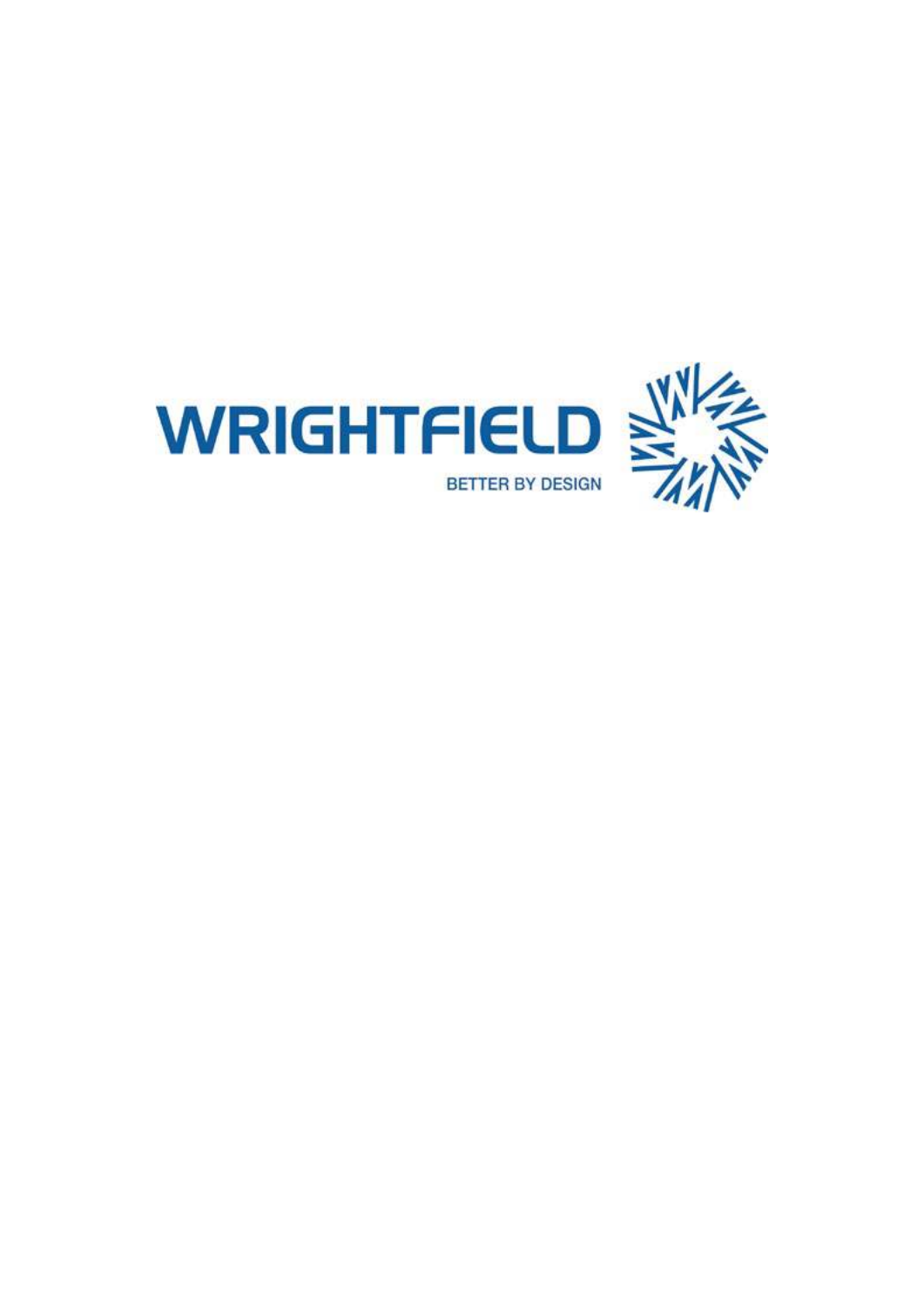WRIGHTFIELD

BETTER BY DESIGN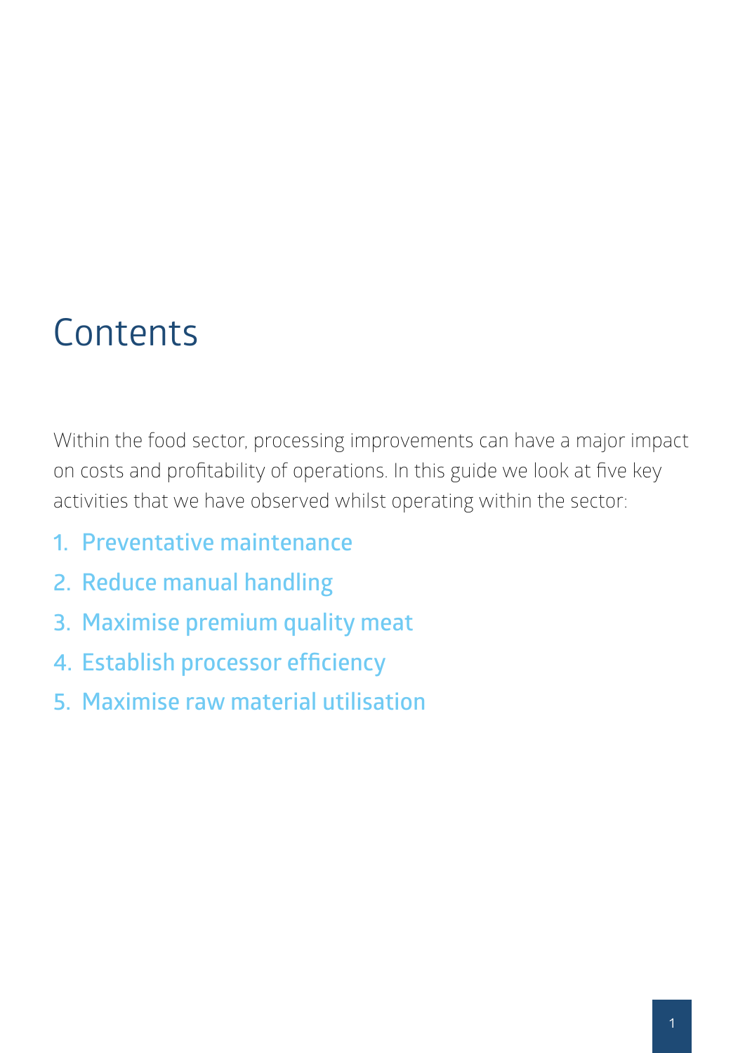# Contents

Within the food sector, processing improvements can have a major impact on costs and profitability of operations. In this guide we look at five key activities that we have observed whilst operating within the sector:

1. Preventative maintenance
2. Reduce manual handling
3. Maximise premium quality meat
4. Establish processor efficiency
5. Maximise raw material utilisation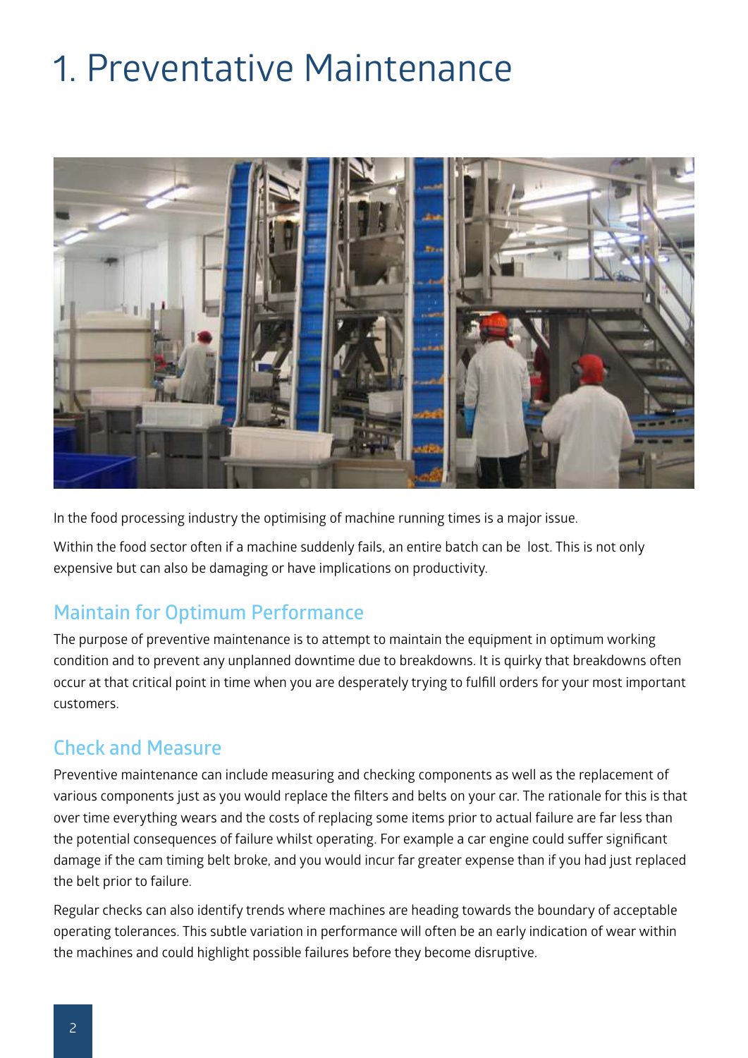# 1. Preventative Maintenance

In the food processing industry the optimising of machine running times is a major issue.

Within the food sector often if a machine suddenly fails, an entire batch can be lost. This is not only expensive but can also be damaging or have implications on productivity.

## Maintain for Optimum Performance

The purpose of preventive maintenance is to attempt to maintain the equipment in optimum working condition and to prevent any unplanned downtime due to breakdowns. It is quirky that breakdowns often occur at that critical point in time when you are desperately trying to fulfill orders for your most important customers.

## Check and Measure

Preventive maintenance can include measuring and checking components as well as the replacement of various components just as you would replace the filters and belts on your car. The rationale for this is that over time everything wears and the costs of replacing some items prior to actual failure are far less than the potential consequences of failure whilst operating. For example a car engine could suffer significant damage if the cam timing belt broke, and you would incur far greater expense than if you had just replaced the belt prior to failure.

Regular checks can also identify trends where machines are heading towards the boundary of acceptable operating tolerances. This subtle variation in performance will often be an early indication of wear within the machines and could highlight possible failures before they become disruptive.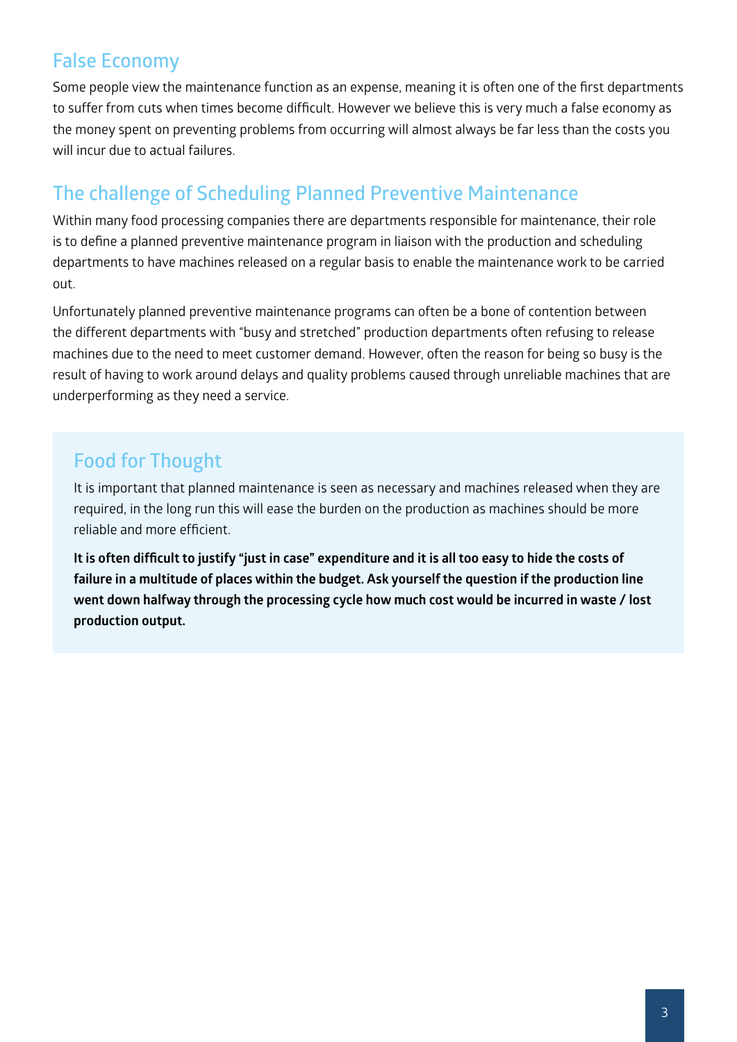## False Economy

Some people view the maintenance function as an expense, meaning it is often one of the first departments to suffer from cuts when times become difficult. However we believe this is very much a false economy as the money spent on preventing problems from occurring will almost always be far less than the costs you will incur due to actual failures.

## The challenge of Scheduling Planned Preventive Maintenance

Within many food processing companies there are departments responsible for maintenance, their role is to define a planned preventive maintenance program in liaison with the production and scheduling departments to have machines released on a regular basis to enable the maintenance work to be carried out.

Unfortunately planned preventive maintenance programs can often be a bone of contention between the different departments with "busy and stretched" production departments often refusing to release machines due to the need to meet customer demand. However, often the reason for being so busy is the result of having to work around delays and quality problems caused through unreliable machines that are underperforming as they need a service.

### Food for Thought

It is important that planned maintenance is seen as necessary and machines released when they are required, in the long run this will ease the burden on the production as machines should be more reliable and more efficient.

**It is often difficult to justify "just in case" expenditure and it is all too easy to hide the costs of failure in a multitude of places within the budget. Ask yourself the question if the production line went down halfway through the processing cycle how much cost would be incurred in waste / lost production output.**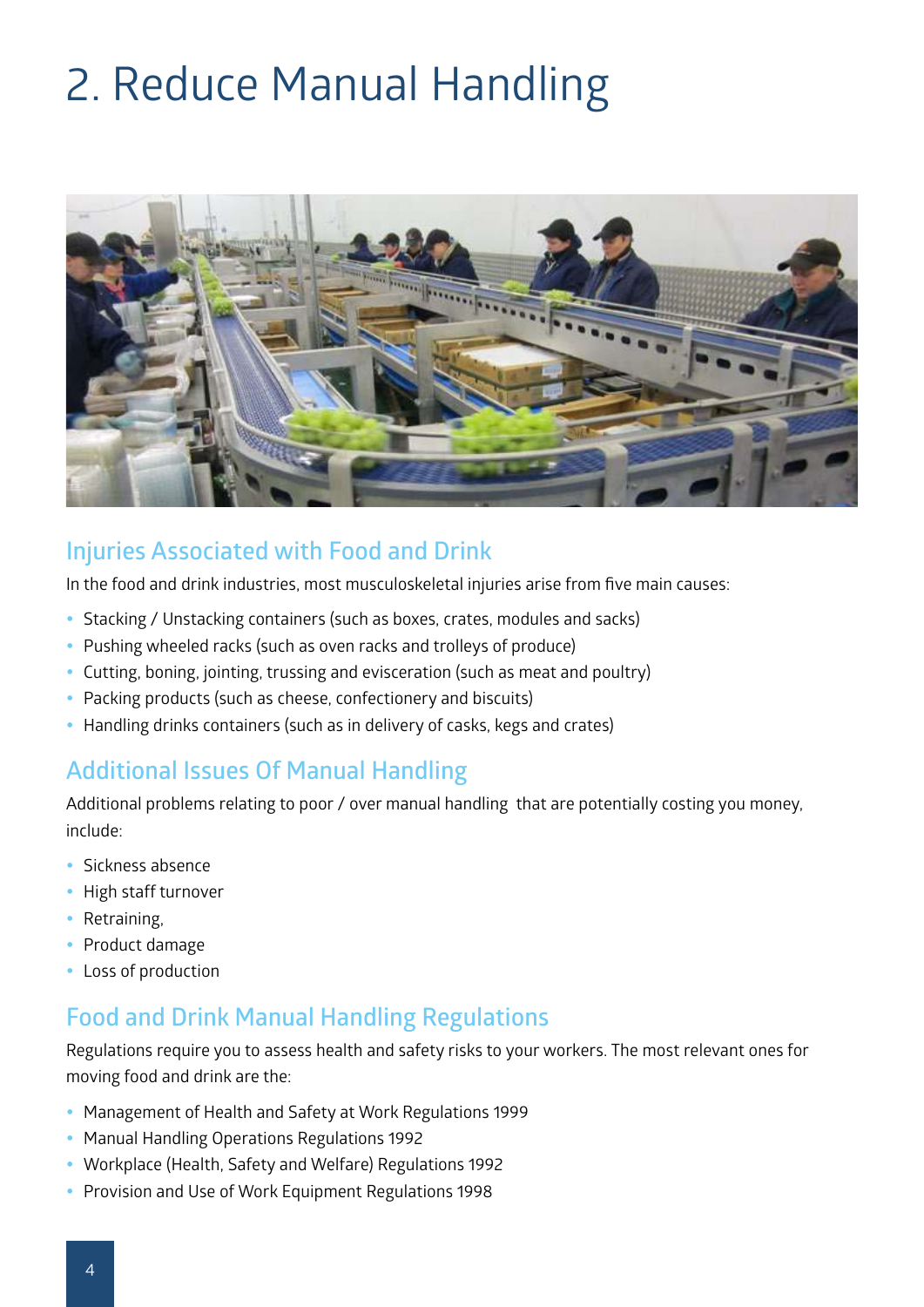# 2. Reduce Manual Handling

## Injuries Associated with Food and Drink

In the food and drink industries, most musculoskeletal injuries arise from five main causes:

- Stacking / Unstacking containers (such as boxes, crates, modules and sacks)
- Pushing wheeled racks (such as oven racks and trolleys of produce)
- Cutting, boning, jointing, trussing and evisceration (such as meat and poultry)
- Packing products (such as cheese, confectionery and biscuits)
- Handling drinks containers (such as in delivery of casks, kegs and crates)

## Additional Issues Of Manual Handling

Additional problems relating to poor / over manual handling that are potentially costing you money, include:

- Sickness absence
- High staff turnover
- Retraining,
- Product damage
- Loss of production

## Food and Drink Manual Handling Regulations

Regulations require you to assess health and safety risks to your workers. The most relevant ones for moving food and drink are the:

- Management of Health and Safety at Work Regulations 1999
- Manual Handling Operations Regulations 1992
- Workplace (Health, Safety and Welfare) Regulations 1992
- Provision and Use of Work Equipment Regulations 1998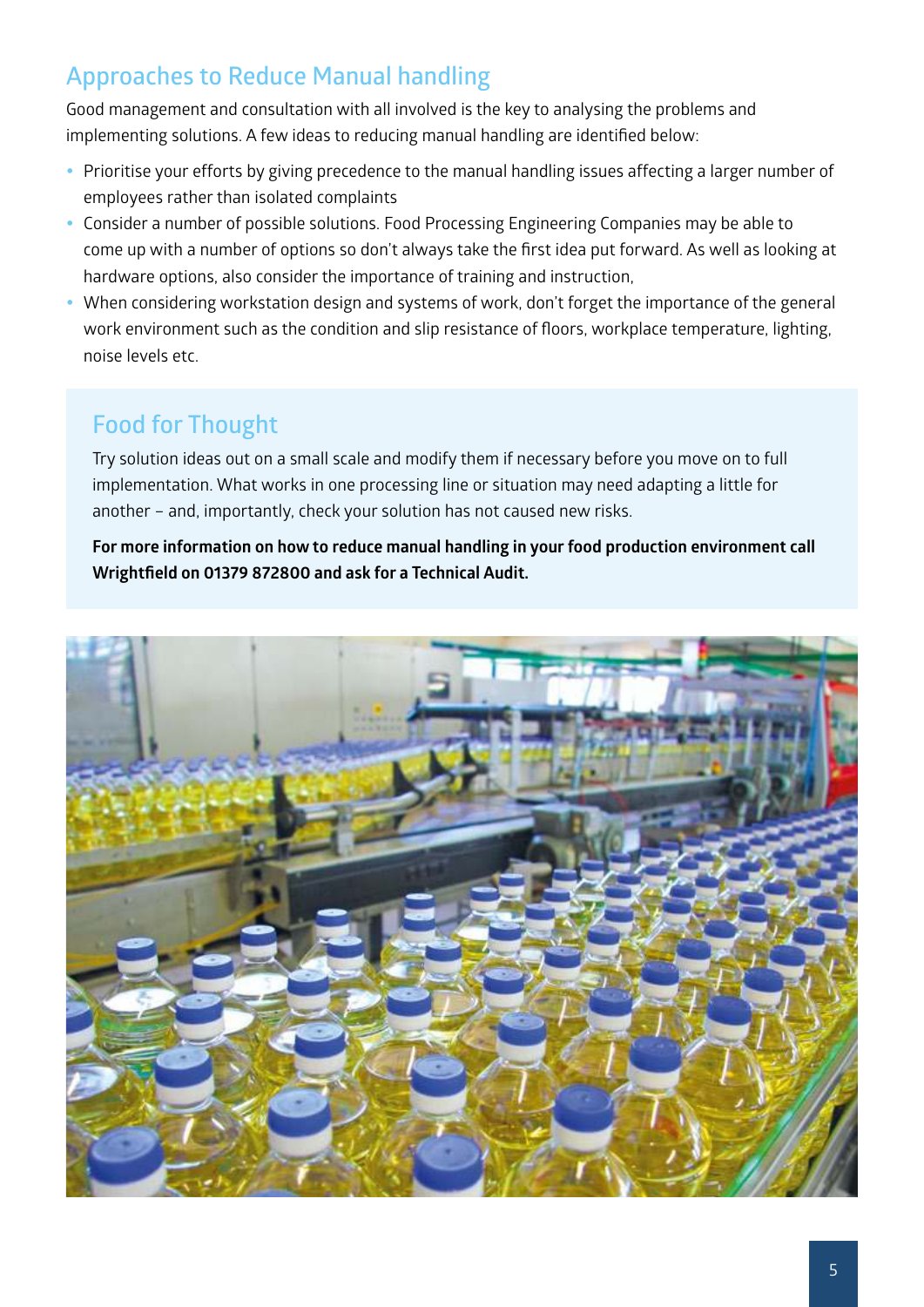## Approaches to Reduce Manual handling

Good management and consultation with all involved is the key to analysing the problems and implementing solutions. A few ideas to reducing manual handling are identified below:

- Prioritise your efforts by giving precedence to the manual handling issues affecting a larger number of employees rather than isolated complaints
- Consider a number of possible solutions. Food Processing Engineering Companies may be able to come up with a number of options so don't always take the first idea put forward. As well as looking at hardware options, also consider the importance of training and instruction,
- When considering workstation design and systems of work, don't forget the importance of the general work environment such as the condition and slip resistance of floors, workplace temperature, lighting, noise levels etc.

### Food for Thought

Try solution ideas out on a small scale and modify them if necessary before you move on to full implementation. What works in one processing line or situation may need adapting a little for another – and, importantly, check your solution has not caused new risks.

**For more information on how to reduce manual handling in your food production environment call Wrightfield on 01379 872800 and ask for a Technical Audit.**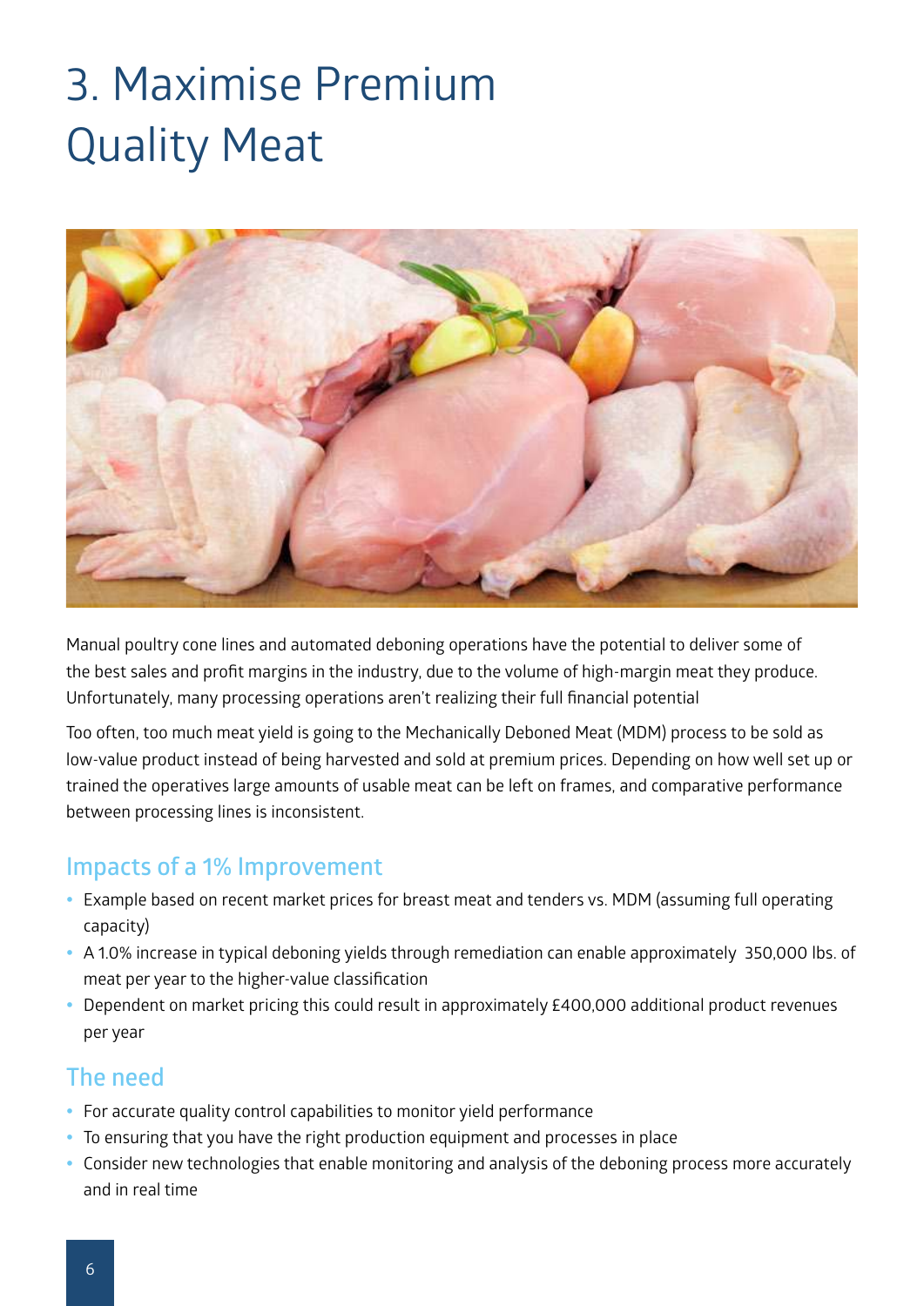# 3. Maximise Premium Quality Meat

Manual poultry cone lines and automated deboning operations have the potential to deliver some of the best sales and profit margins in the industry, due to the volume of high-margin meat they produce. Unfortunately, many processing operations aren't realizing their full financial potential

Too often, too much meat yield is going to the Mechanically Deboned Meat (MDM) process to be sold as low-value product instead of being harvested and sold at premium prices. Depending on how well set up or trained the operatives large amounts of usable meat can be left on frames, and comparative performance between processing lines is inconsistent.

## Impacts of a 1% Improvement

- Example based on recent market prices for breast meat and tenders vs. MDM (assuming full operating capacity)
- A 1.0% increase in typical deboning yields through remediation can enable approximately 350,000 lbs. of meat per year to the higher-value classification
- Dependent on market pricing this could result in approximately £400,000 additional product revenues per year

## The need

- For accurate quality control capabilities to monitor yield performance
- To ensuring that you have the right production equipment and processes in place
- Consider new technologies that enable monitoring and analysis of the deboning process more accurately and in real time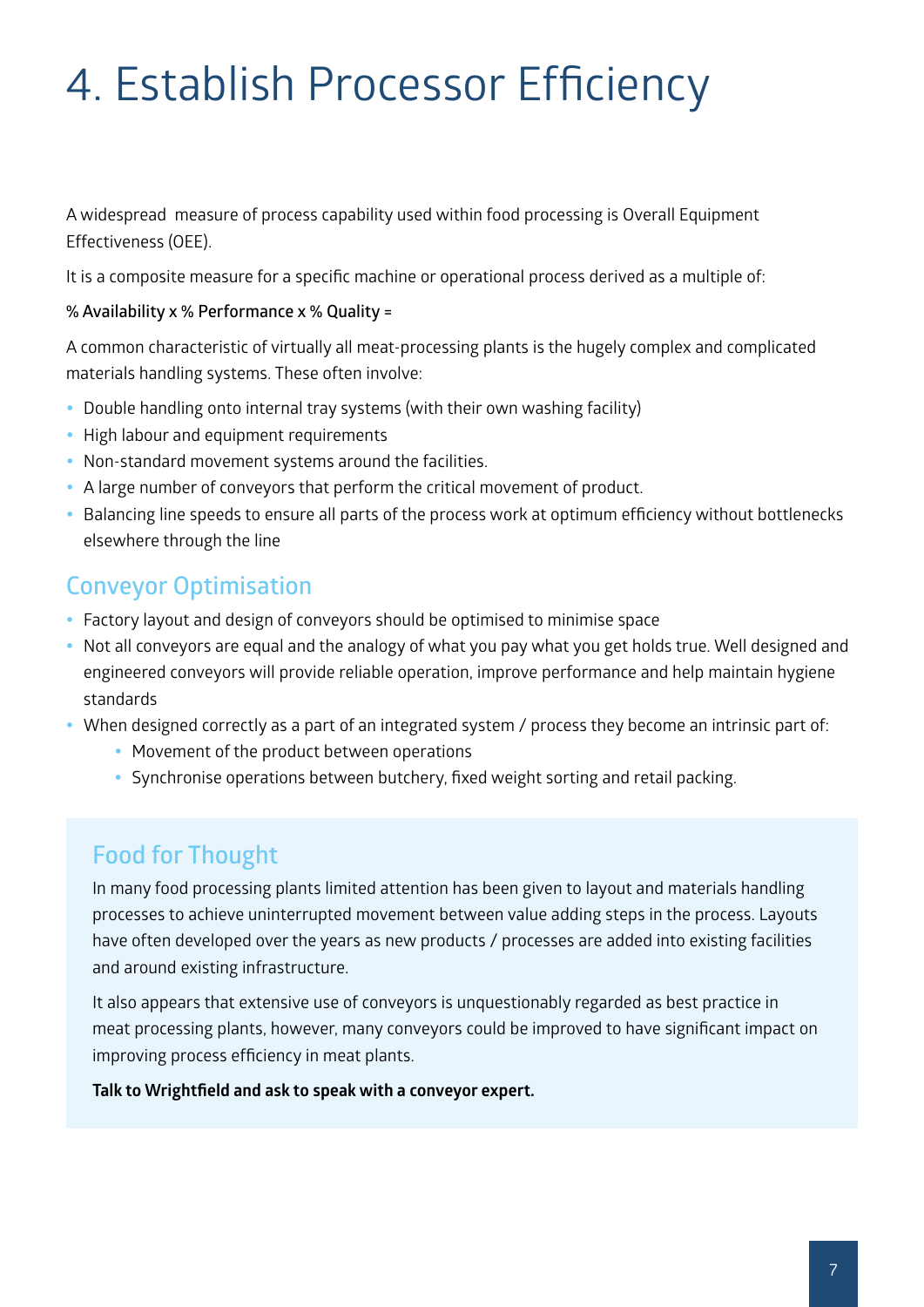# 4. Establish Processor Efficiency

A widespread measure of process capability used within food processing is Overall Equipment Effectiveness (OEE).

It is a composite measure for a specific machine or operational process derived as a multiple of:

**% Availability x % Performance x % Quality =**

A common characteristic of virtually all meat-processing plants is the hugely complex and complicated materials handling systems. These often involve:

- Double handling onto internal tray systems (with their own washing facility)
- High labour and equipment requirements
- Non-standard movement systems around the facilities.
- A large number of conveyors that perform the critical movement of product.
- Balancing line speeds to ensure all parts of the process work at optimum efficiency without bottlenecks elsewhere through the line

## Conveyor Optimisation

- Factory layout and design of conveyors should be optimised to minimise space
- Not all conveyors are equal and the analogy of what you pay what you get holds true. Well designed and engineered conveyors will provide reliable operation, improve performance and help maintain hygiene standards
- When designed correctly as a part of an integrated system / process they become an intrinsic part of:
    - Movement of the product between operations
    - Synchronise operations between butchery, fixed weight sorting and retail packing.

## Food for Thought

In many food processing plants limited attention has been given to layout and materials handling processes to achieve uninterrupted movement between value adding steps in the process. Layouts have often developed over the years as new products / processes are added into existing facilities and around existing infrastructure.

It also appears that extensive use of conveyors is unquestionably regarded as best practice in meat processing plants, however, many conveyors could be improved to have significant impact on improving process efficiency in meat plants.

**Talk to Wrightfield and ask to speak with a conveyor expert.**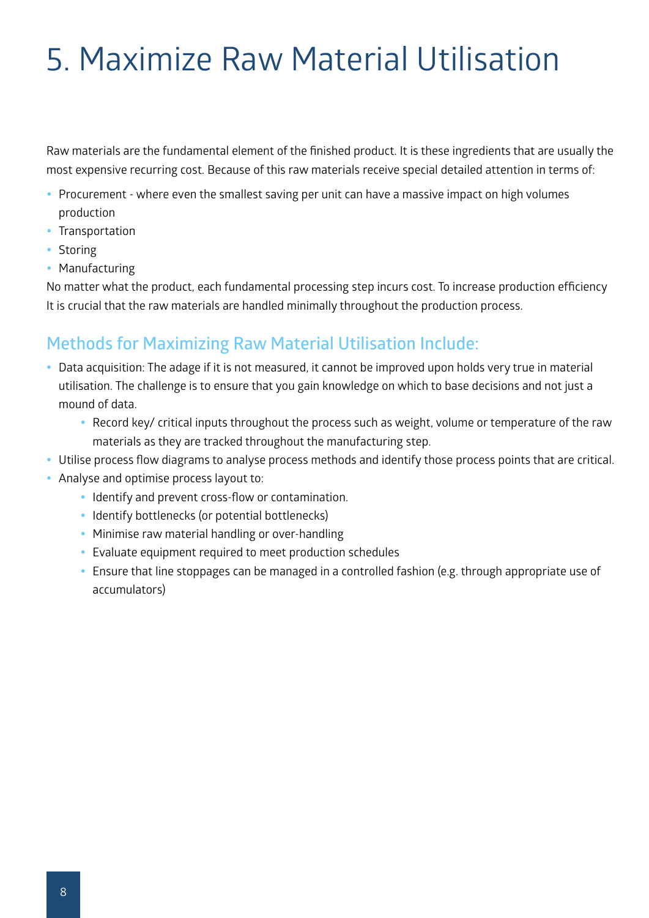# 5. Maximize Raw Material Utilisation

Raw materials are the fundamental element of the finished product. It is these ingredients that are usually the most expensive recurring cost. Because of this raw materials receive special detailed attention in terms of:

- Procurement - where even the smallest saving per unit can have a massive impact on high volumes production
- Transportation
- Storing
- Manufacturing

No matter what the product, each fundamental processing step incurs cost. To increase production efficiency It is crucial that the raw materials are handled minimally throughout the production process.

## Methods for Maximizing Raw Material Utilisation Include:

- Data acquisition: The adage if it is not measured, it cannot be improved upon holds very true in material utilisation. The challenge is to ensure that you gain knowledge on which to base decisions and not just a mound of data.
    - Record key/ critical inputs throughout the process such as weight, volume or temperature of the raw materials as they are tracked throughout the manufacturing step.
- Utilise process flow diagrams to analyse process methods and identify those process points that are critical.
- Analyse and optimise process layout to:
    - Identify and prevent cross-flow or contamination.
    - Identify bottlenecks (or potential bottlenecks)
    - Minimise raw material handling or over-handling
    - Evaluate equipment required to meet production schedules
    - Ensure that line stoppages can be managed in a controlled fashion (e.g. through appropriate use of accumulators)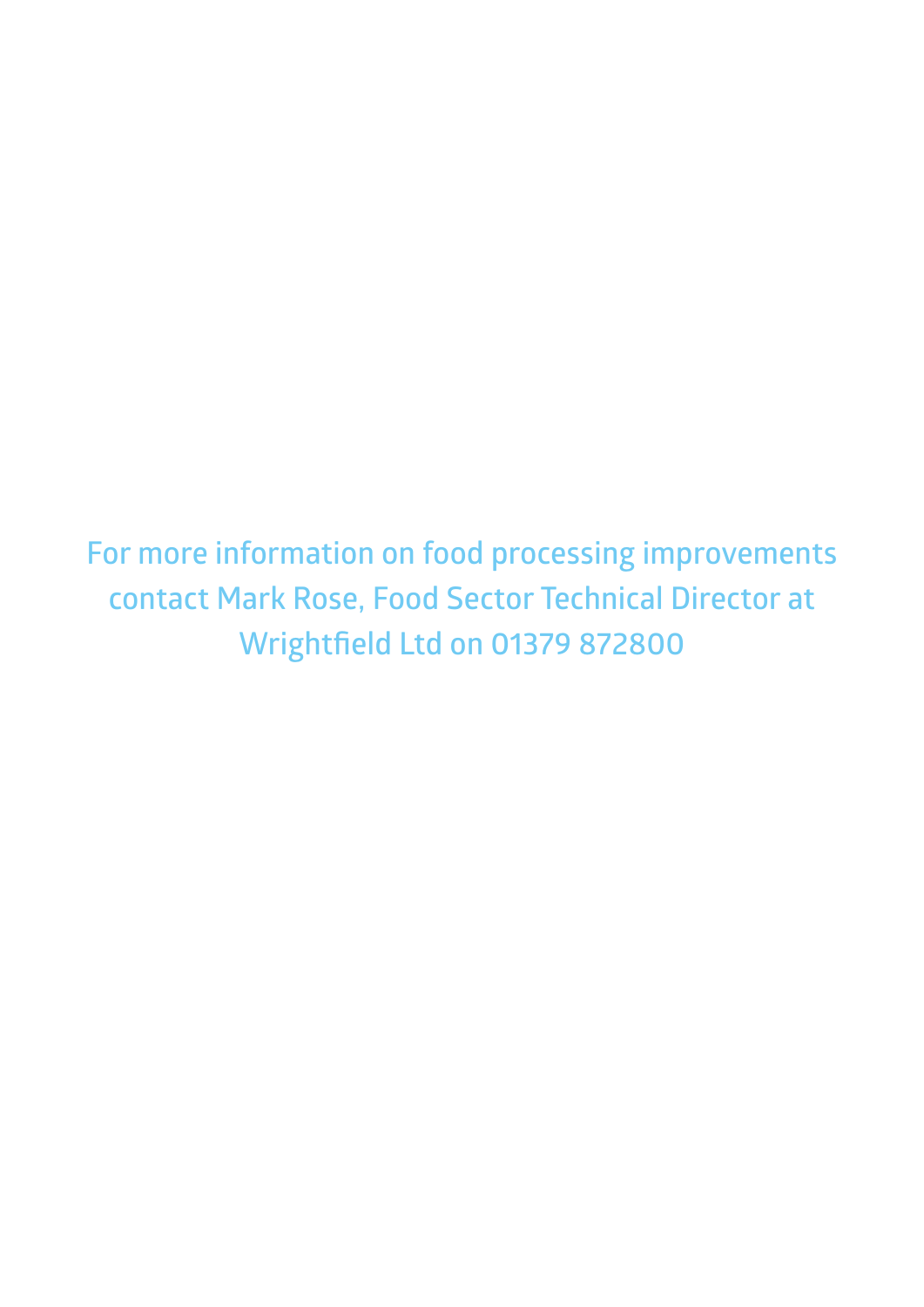For more information on food processing improvements contact Mark Rose, Food Sector Technical Director at Wrightfield Ltd on 01379 872800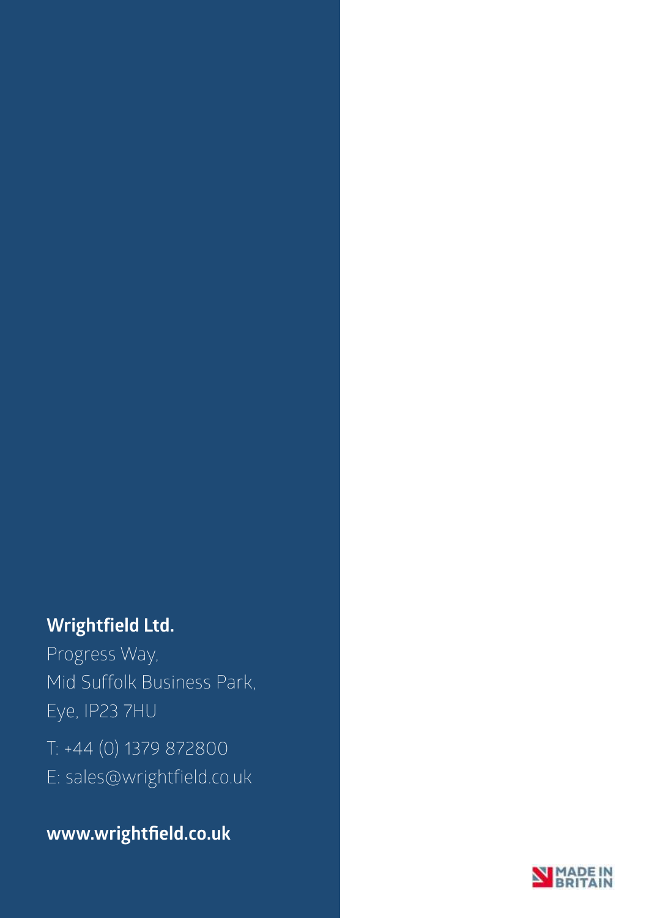**Wrightfield Ltd.**

Progress Way,
Mid Suffolk Business Park,
Eye, IP23 7HU

T: +44 (0) 1379 872800
E: sales@wrightfield.co.uk

**www.wrightfield.co.uk**

MADE IN BRITAIN